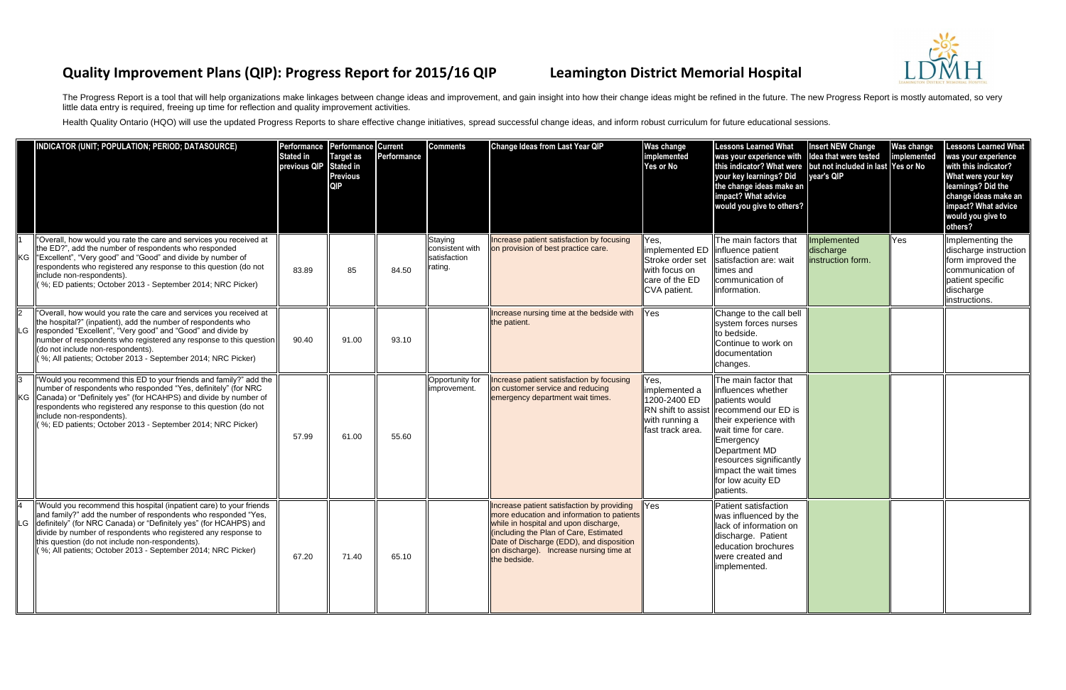# Quality Improvement Plans (QIP): Progress Report for 2015/16 QIP      Leamington District Memorial Hospital

The Progress Report is a tool that will help organizations make linkages between change ideas and improvement, and gain insight into how their change ideas might be refined in the future. The new Progress Report is mostly automated, so very little data entry is required, freeing up time for reflection and quality improvement activities.

Health Quality Ontario (HQO) will use the updated Progress Reports to share effective change initiatives, spread successful change ideas, and inform robust curriculum for future educational sessions.

| | INDICATOR (UNIT; POPULATION; PERIOD; DATASOURCE) | Performance Stated in previous QIP | Performance Target as Stated in Previous QIP | Current Performance | Comments | Change Ideas from Last Year QIP | Was change implemented Yes or No | Lessons Learned What was your experience with this indicator? What were your key learnings? Did the change ideas make an impact? What advice would you give to others? | Insert NEW Change Idea that were tested but not included in last year's QIP | Was change implemented Yes or No | Lessons Learned What was your experience with this indicator? What were your key learnings? Did the change ideas make an impact? What advice would you give to others? |
|---|---|---|---|---|---|---|---|---|---|---|---|
| 1 KG | "Overall, how would you rate the care and services you received at the ED?", add the number of respondents who responded "Excellent", "Very good" and "Good" and divide by number of respondents who registered any response to this question (do not include non-respondents). ( %; ED patients; October 2013 - September 2014; NRC Picker) | 83.89 | 85 | 84.50 | Staying consistent with satisfaction rating. | Increase patient satisfaction by focusing on provision of best practice care. | Yes, implemented ED Stroke order set with focus on care of the ED CVA patient. | The main factors that influence patient satisfaction are: wait times and communication of information. | Implemented discharge instruction form. | Yes | Implementing the discharge instruction form improved the communication of patient specific discharge instructions. |
| 2 LG | "Overall, how would you rate the care and services you received at the hospital?" (inpatient), add the number of respondents who responded "Excellent", "Very good" and "Good" and divide by number of respondents who registered any response to this question (do not include non-respondents). ( %; All patients; October 2013 - September 2014; NRC Picker) | 90.40 | 91.00 | 93.10 | | Increase nursing time at the bedside with the patient. | Yes | Change to the call bell system forces nurses to bedside. Continue to work on documentation changes. | | | |
| 3 KG | "Would you recommend this ED to your friends and family?" add the number of respondents who responded "Yes, definitely" (for NRC Canada) or "Definitely yes" (for HCAHPS) and divide by number of respondents who registered any response to this question (do not include non-respondents). ( %; ED patients; October 2013 - September 2014; NRC Picker) | 57.99 | 61.00 | 55.60 | Opportunity for improvement. | Increase patient satisfaction by focusing on customer service and reducing emergency department wait times. | Yes, implemented a 1200-2400 ED RN shift to assist with running a fast track area. | The main factor that influences whether patients would recommend our ED is their experience with wait time for care. Emergency Department MD resources significantly impact the wait times for low acuity ED patients. | | | |
| 4 LG | "Would you recommend this hospital (inpatient care) to your friends and family?" add the number of respondents who responded "Yes, definitely" (for NRC Canada) or "Definitely yes" (for HCAHPS) and divide by number of respondents who registered any response to this question (do not include non-respondents). ( %; All patients; October 2013 - September 2014; NRC Picker) | 67.20 | 71.40 | 65.10 | | Increase patient satisfaction by providing more education and information to patients while in hospital and upon discharge, (including the Plan of Care, Estimated Date of Discharge (EDD), and disposition on discharge). Increase nursing time at the bedside. | Yes | Patient satisfaction was influenced by the lack of information on discharge. Patient education brochures were created and implemented. | | | |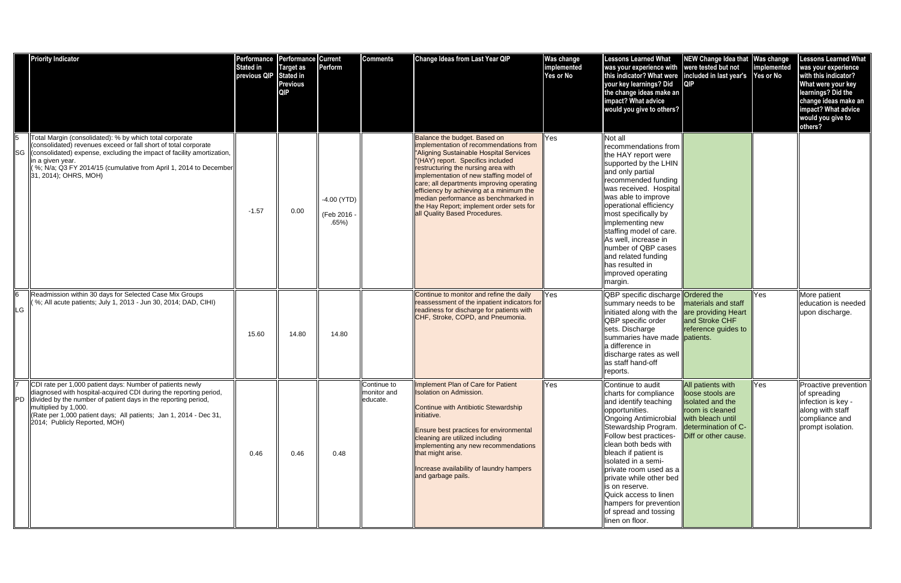| | Priority Indicator | Performance Stated in previous QIP | Performance Target as Stated in Previous QIP | Current Perform | Comments | Change Ideas from Last Year QIP | Was change implemented Yes or No | Lessons Learned What was your experience with this indicator? What were your key learnings? Did the change ideas make an impact? What advice would you give to others? | NEW Change Idea that were tested but not included in last year's QIP | Was change implemented Yes or No | Lessons Learned What was your experience with this indicator? What were your key learnings? Did the change ideas make an impact? What advice would you give to others? |
|---|---|---|---|---|---|---|---|---|---|---|---|
| 5 SG | Total Margin (consolidated): % by which total corporate (consolidated) revenues exceed or fall short of total corporate (consolidated) expense, excluding the impact of facility amortization, in a given year. ( %; N/a; Q3 FY 2014/15 (cumulative from April 1, 2014 to December 31, 2014); OHRS, MOH) | -1.57 | 0.00 | -4.00 (YTD) (Feb 2016 - .65%) | | Balance the budget. Based on implementation of recommendations from "Aligning Sustainable Hospital Services "(HAY) report. Specifics included restructuring the nursing area with implementation of new staffing model of care; all departments improving operating efficiency by achieving at a minimum the median performance as benchmarked in the Hay Report; implement order sets for all Quality Based Procedures. | Yes | Not all recommendations from the HAY report were supported by the LHIN and only partial recommended funding was received. Hospital was able to improve operational efficiency most specifically by implementing new staffing model of care. As well, increase in number of QBP cases and related funding has resulted in improved operating margin. | | | |
| 6 LG | Readmission within 30 days for Selected Case Mix Groups ( %; All acute patients; July 1, 2013 - Jun 30, 2014; DAD, CIHI) | 15.60 | 14.80 | 14.80 | | Continue to monitor and refine the daily reassessment of the inpatient indicators for readiness for discharge for patients with CHF, Stroke, COPD, and Pneumonia. | Yes | QBP specific discharge summary needs to be initiated along with the QBP specific order sets. Discharge summaries have made a difference in discharge rates as well as staff hand-off reports. | Ordered the materials and staff are providing Heart and Stroke CHF reference guides to patients. | Yes | More patient education is needed upon discharge. |
| 7 PD | CDI rate per 1,000 patient days: Number of patients newly diagnosed with hospital-acquired CDI during the reporting period, divided by the number of patient days in the reporting period, multiplied by 1,000. (Rate per 1,000 patient days; All patients; Jan 1, 2014 - Dec 31, 2014; Publicly Reported, MOH) | 0.46 | 0.46 | 0.48 | Continue to monitor and educate. | Implement Plan of Care for Patient Isolation on Admission.<br><br>Continue with Antibiotic Stewardship initiative.<br><br>Ensure best practices for environmental cleaning are utilized including implementing any new recommendations that might arise.<br><br>Increase availability of laundry hampers and garbage pails. | Yes | Continue to audit charts for compliance and identify teaching opportunities. Ongoing Antimicrobial Stewardship Program. Follow best practices-clean both beds with bleach if patient is isolated in a semi-private room used as a private while other bed is on reserve. Quick access to linen hampers for prevention of spread and tossing linen on floor. | All patients with loose stools are isolated and the room is cleaned with bleach until determination of C-Diff or other cause. | Yes | Proactive prevention of spreading infection is key - along with staff compliance and prompt isolation. |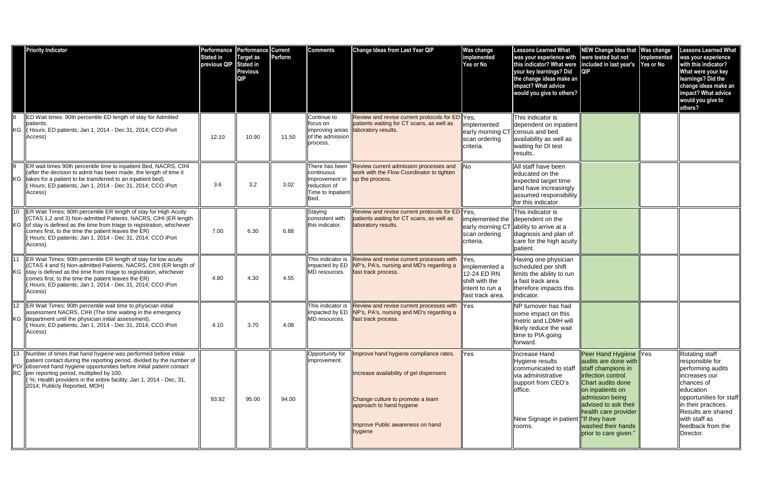| | Priority Indicator | Performance Stated in previous QIP | Performance Target as Stated in Previous QIP | Current Perform | Comments | Change Ideas from Last Year QIP | Was change implemented Yes or No | Lessons Learned What was your experience with this indicator? What were your key learnings? Did the change ideas make an impact? What advice would you give to others? | NEW Change Idea that were tested but not included in last year's QIP | Was change implemented Yes or No | Lessons Learned What was your experience with this indicator? What were your key learnings? Did the change ideas make an impact? What advice would you give to others? |
|---|---|---|---|---|---|---|---|---|---|---|---|
| 8 KG | ED Wait times: 90th percentile ED length of stay for Admitted patients. ( Hours; ED patients; Jan 1, 2014 - Dec 31, 2014; CCO iPort Access) | 12.10 | 10.90 | 11.50 | Continue to focus on improving areas of the admission process. | Review and revise current protocols for ED patients waiting for CT scans, as well as laboratory results. | Yes, implemented early morning CT scan ordering criteria. | This indicator is dependent on inpatient census and bed availability as well as waiting for DI test results. | | | |
| 9 KG | ER wait times 90th percentile time to inpatient Bed, NACRS, CIHI (after the decision to admit has been made, the length of time it takes for a patient to be transferred to an inpatient bed). ( Hours; ED patients; Jan 1, 2014 - Dec 31, 2014; CCO iPort Access) | 3.6 | 3.2 | 3.02 | There has been continuous improvement in reduction of Time to Inpatient Bed. | Review current admission processes and work with the Flow Coordinator to tighten up the process. | No | All staff have been educated on the expected target time and have increasingly assumed responsibility for this indicator. | | | |
| 10 KG | ER Wait Times: 90th percentile ER length of stay for High Acuity (CTAS 1,2 and 3) Non-admitted Patients, NACRS, CIHI (ER length of stay is defined as the time from triage to registration, whichever comes first, to the time the patient leaves the ER) ( Hours; ED patients; Jan 1, 2014 - Dec 31, 2014; CCO iPort Access) | 7.00 | 6.30 | 6.88 | Staying consistent with this indicator. | Review and revise current protocols for ED patients waiting for CT scans, as well as laboratory results. | Yes, implemented the early morning CT scan ordering criteria. | This indicator is dependent on the ability to arrive at a diagnosis and plan of care for the high acuity patient. | | | |
| 11 KG | ER Wait Times: 90th percentile ER length of stay for low acuity (CTAS 4 and 5) Non-admitted Patients, NACRS, CIHI (ER length of stay is defined as the time from triage to registration, whichever comes first, to the time the patient leaves the ER) ( Hours; ED patients; Jan 1, 2014 - Dec 31, 2014; CCO iPort Access) | 4.80 | 4.30 | 4.55 | This indicator is impacted by ED MD resources. | Review and revise current processes with NP's, PA's, nursing and MD's regarding a fast track process. | Yes, implemented a 12-24 ED RN shift with the intent to run a fast track area. | Having one physician scheduled per shift limits the ability to run a fast track area therefore impacts this indicator. | | | |
| 12 KG | ER Wait Times: 90th percentile wait time to physician initial assessment NACRS, CIHI (The time waiting in the emergency department until the physician initial assessment). ( Hours; ED patients; Jan 1, 2014 - Dec 31, 2014; CCO iPort Access) | 4.10 | 3.70 | 4.08 | This indicator is impacted by ED MD resources. | Review and revise current processes with NP's, PA's, nursing and MD's regarding a fast track process. | Yes | NP turnover has had some impact on this metric and LDMH will likely reduce the wait time to PIA going forward. | | | |
| 13 PD/ RC | Number of times that hand hygiene was performed before initial patient contact during the reporting period, divided by the number of observed hand hygiene opportunities before initial patient contact per reporting period, multiplied by 100. ( %; Health providers in the entire facility; Jan 1, 2014 - Dec, 31, 2014; Publicly Reported, MOH) | 93.92 | 95.00 | 94.00 | Opportunity for improvement. | Improve hand hygiene compliance rates.<br><br>Increase availability of gel dispensers<br><br>Change culture to promote a team approach to hand hygiene<br><br>Improve Public awareness on hand hygiene | Yes | Increase Hand Hygiene results communicated to staff via administrative support from CEO's office.<br><br>New Signage in patient rooms. | Peer Hand Hygiene audits are done with staff champions in infection control. Chart audits done on inpatients on admission being advised to ask their health care provider "If they have washed their hands prior to care given." | Yes | Rotating staff responsible for performing audits increases our chances of education opportunities for staff in their practices. Results are shared with staff as feedback from the Director. |